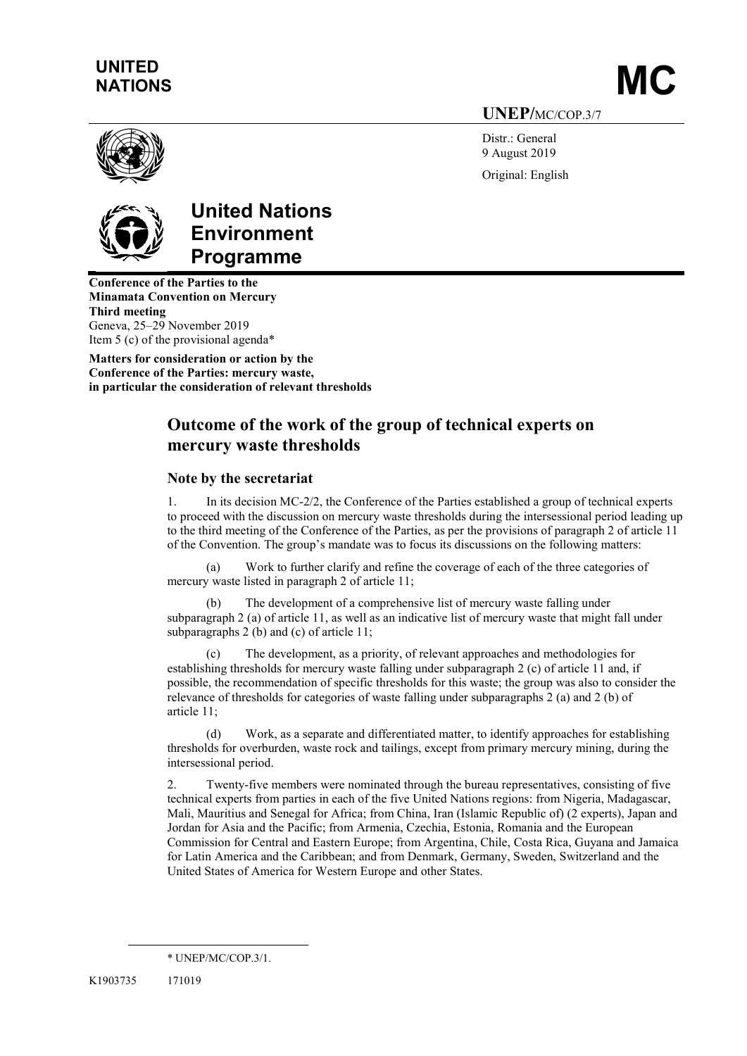# UNITED NATIONS

# MC

**UNEP/MC/COP.3/7**

Distr.: General
9 August 2019

Original: English

# United Nations Environment Programme

**Conference of the Parties to the Minamata Convention on Mercury**
**Third meeting**
Geneva, 25–29 November 2019
Item 5 (c) of the provisional agenda*

**Matters for consideration or action by the Conference of the Parties: mercury waste, in particular the consideration of relevant thresholds**

## Outcome of the work of the group of technical experts on mercury waste thresholds

### Note by the secretariat

1. In its decision MC-2/2, the Conference of the Parties established a group of technical experts to proceed with the discussion on mercury waste thresholds during the intersessional period leading up to the third meeting of the Conference of the Parties, as per the provisions of paragraph 2 of article 11 of the Convention. The group's mandate was to focus its discussions on the following matters:

 (a) Work to further clarify and refine the coverage of each of the three categories of mercury waste listed in paragraph 2 of article 11;

 (b) The development of a comprehensive list of mercury waste falling under subparagraph 2 (a) of article 11, as well as an indicative list of mercury waste that might fall under subparagraphs 2 (b) and (c) of article 11;

 (c) The development, as a priority, of relevant approaches and methodologies for establishing thresholds for mercury waste falling under subparagraph 2 (c) of article 11 and, if possible, the recommendation of specific thresholds for this waste; the group was also to consider the relevance of thresholds for categories of waste falling under subparagraphs 2 (a) and 2 (b) of article 11;

 (d) Work, as a separate and differentiated matter, to identify approaches for establishing thresholds for overburden, waste rock and tailings, except from primary mercury mining, during the intersessional period.

2. Twenty-five members were nominated through the bureau representatives, consisting of five technical experts from parties in each of the five United Nations regions: from Nigeria, Madagascar, Mali, Mauritius and Senegal for Africa; from China, Iran (Islamic Republic of) (2 experts), Japan and Jordan for Asia and the Pacific; from Armenia, Czechia, Estonia, Romania and the European Commission for Central and Eastern Europe; from Argentina, Chile, Costa Rica, Guyana and Jamaica for Latin America and the Caribbean; and from Denmark, Germany, Sweden, Switzerland and the United States of America for Western Europe and other States.

\* UNEP/MC/COP.3/1.

K1903735 171019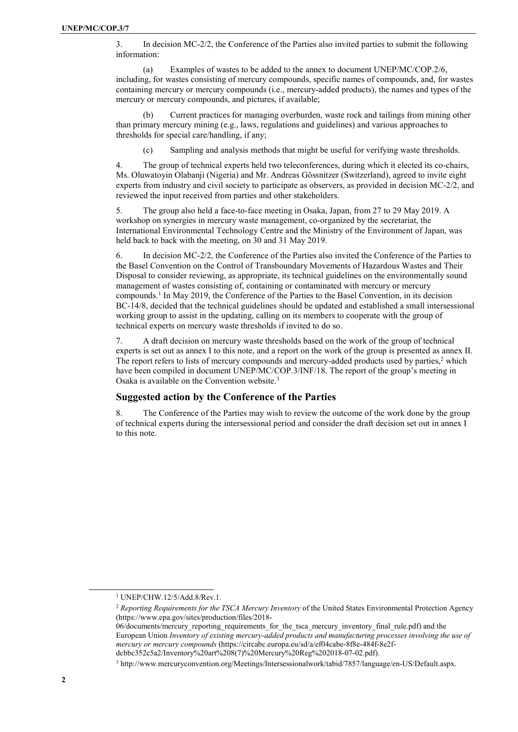3. In decision MC-2/2, the Conference of the Parties also invited parties to submit the following information:

(a) Examples of wastes to be added to the annex to document UNEP/MC/COP.2/6, including, for wastes consisting of mercury compounds, specific names of compounds, and, for wastes containing mercury or mercury compounds (i.e., mercury-added products), the names and types of the mercury or mercury compounds, and pictures, if available;

(b) Current practices for managing overburden, waste rock and tailings from mining other than primary mercury mining (e.g., laws, regulations and guidelines) and various approaches to thresholds for special care/handling, if any;

(c) Sampling and analysis methods that might be useful for verifying waste thresholds.

4. The group of technical experts held two teleconferences, during which it elected its co-chairs, Ms. Oluwatoyin Olabanji (Nigeria) and Mr. Andreas Gössnitzer (Switzerland), agreed to invite eight experts from industry and civil society to participate as observers, as provided in decision MC-2/2, and reviewed the input received from parties and other stakeholders.

5. The group also held a face-to-face meeting in Osaka, Japan, from 27 to 29 May 2019. A workshop on synergies in mercury waste management, co-organized by the secretariat, the International Environmental Technology Centre and the Ministry of the Environment of Japan, was held back to back with the meeting, on 30 and 31 May 2019.

6. In decision MC-2/2, the Conference of the Parties also invited the Conference of the Parties to the Basel Convention on the Control of Transboundary Movements of Hazardous Wastes and Their Disposal to consider reviewing, as appropriate, its technical guidelines on the environmentally sound management of wastes consisting of, containing or contaminated with mercury or mercury compounds.[1] In May 2019, the Conference of the Parties to the Basel Convention, in its decision BC-14/8, decided that the technical guidelines should be updated and established a small intersessional working group to assist in the updating, calling on its members to cooperate with the group of technical experts on mercury waste thresholds if invited to do so.

7. A draft decision on mercury waste thresholds based on the work of the group of technical experts is set out as annex I to this note, and a report on the work of the group is presented as annex II. The report refers to lists of mercury compounds and mercury-added products used by parties,[2] which have been compiled in document UNEP/MC/COP.3/INF/18. The report of the group's meeting in Osaka is available on the Convention website.[3]

## Suggested action by the Conference of the Parties

8. The Conference of the Parties may wish to review the outcome of the work done by the group of technical experts during the intersessional period and consider the draft decision set out in annex I to this note.

---

[1] UNEP/CHW.12/5/Add.8/Rev.1.

[2] *Reporting Requirements for the TSCA Mercury Inventory* of the United States Environmental Protection Agency (https://www.epa.gov/sites/production/files/2018-06/documents/mercury_reporting_requirements_for_the_tsca_mercury_inventory_final_rule.pdf) and the European Union *Inventory of existing mercury-added products and manufacturing processes involving the use of mercury or mercury compounds* (https://circabc.europa.eu/sd/a/ef04cabe-8f8e-484f-8e2f-dcbbc352c5a2/Inventory%20art%208(7)%20Mercury%20Reg%202018-07-02.pdf).

[3] http://www.mercuryconvention.org/Meetings/Intersessionalwork/tabid/7857/language/en-US/Default.aspx.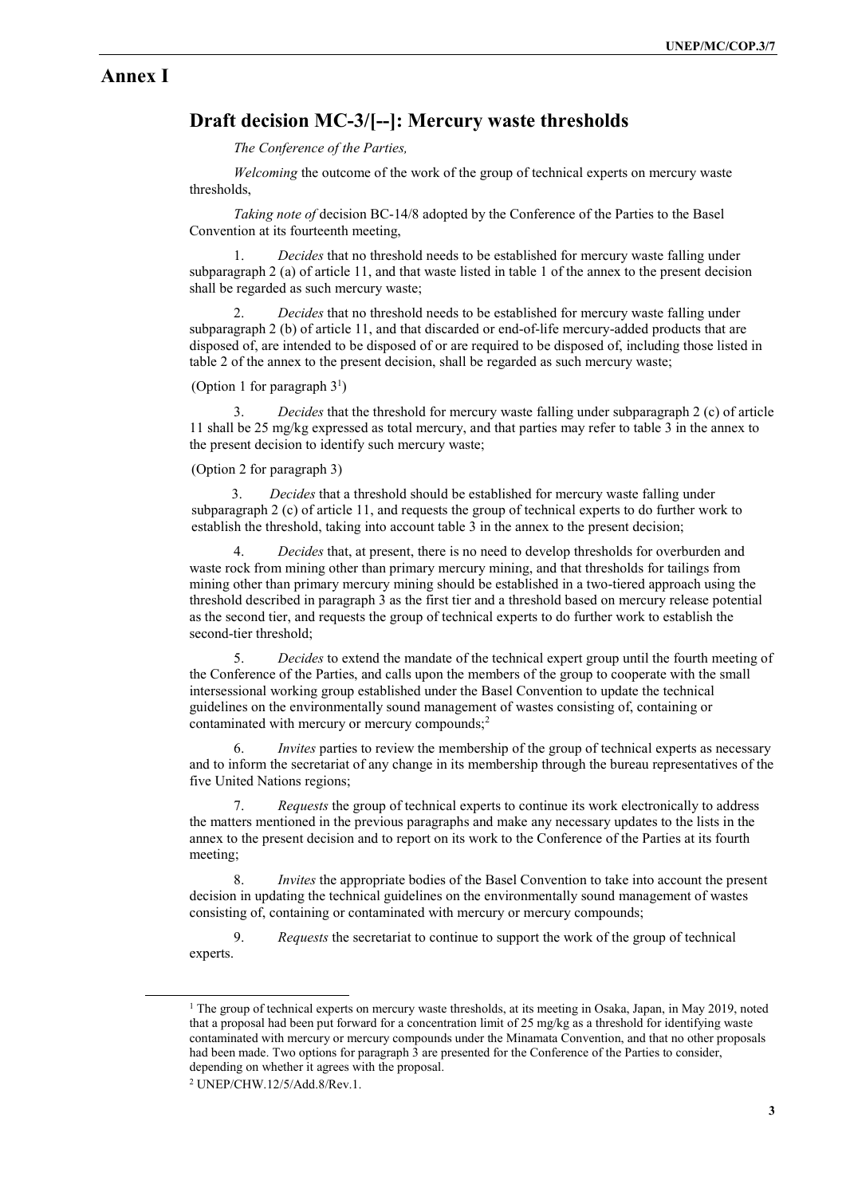# Annex I

## Draft decision MC-3/[--]: Mercury waste thresholds

*The Conference of the Parties,*

*Welcoming* the outcome of the work of the group of technical experts on mercury waste thresholds,

*Taking note of* decision BC-14/8 adopted by the Conference of the Parties to the Basel Convention at its fourteenth meeting,

1. *Decides* that no threshold needs to be established for mercury waste falling under subparagraph 2 (a) of article 11, and that waste listed in table 1 of the annex to the present decision shall be regarded as such mercury waste;

2. *Decides* that no threshold needs to be established for mercury waste falling under subparagraph 2 (b) of article 11, and that discarded or end-of-life mercury-added products that are disposed of, are intended to be disposed of or are required to be disposed of, including those listed in table 2 of the annex to the present decision, shall be regarded as such mercury waste;

(Option 1 for paragraph 3[1])

3. *Decides* that the threshold for mercury waste falling under subparagraph 2 (c) of article 11 shall be 25 mg/kg expressed as total mercury, and that parties may refer to table 3 in the annex to the present decision to identify such mercury waste;

(Option 2 for paragraph 3)

3. *Decides* that a threshold should be established for mercury waste falling under subparagraph 2 (c) of article 11, and requests the group of technical experts to do further work to establish the threshold, taking into account table 3 in the annex to the present decision;

4. *Decides* that, at present, there is no need to develop thresholds for overburden and waste rock from mining other than primary mercury mining, and that thresholds for tailings from mining other than primary mercury mining should be established in a two-tiered approach using the threshold described in paragraph 3 as the first tier and a threshold based on mercury release potential as the second tier, and requests the group of technical experts to do further work to establish the second-tier threshold;

5. *Decides* to extend the mandate of the technical expert group until the fourth meeting of the Conference of the Parties, and calls upon the members of the group to cooperate with the small intersessional working group established under the Basel Convention to update the technical guidelines on the environmentally sound management of wastes consisting of, containing or contaminated with mercury or mercury compounds;[2]

6. *Invites* parties to review the membership of the group of technical experts as necessary and to inform the secretariat of any change in its membership through the bureau representatives of the five United Nations regions;

7. *Requests* the group of technical experts to continue its work electronically to address the matters mentioned in the previous paragraphs and make any necessary updates to the lists in the annex to the present decision and to report on its work to the Conference of the Parties at its fourth meeting;

8. *Invites* the appropriate bodies of the Basel Convention to take into account the present decision in updating the technical guidelines on the environmentally sound management of wastes consisting of, containing or contaminated with mercury or mercury compounds;

9. *Requests* the secretariat to continue to support the work of the group of technical experts.

---

[1] The group of technical experts on mercury waste thresholds, at its meeting in Osaka, Japan, in May 2019, noted that a proposal had been put forward for a concentration limit of 25 mg/kg as a threshold for identifying waste contaminated with mercury or mercury compounds under the Minamata Convention, and that no other proposals had been made. Two options for paragraph 3 are presented for the Conference of the Parties to consider, depending on whether it agrees with the proposal.

[2] UNEP/CHW.12/5/Add.8/Rev.1.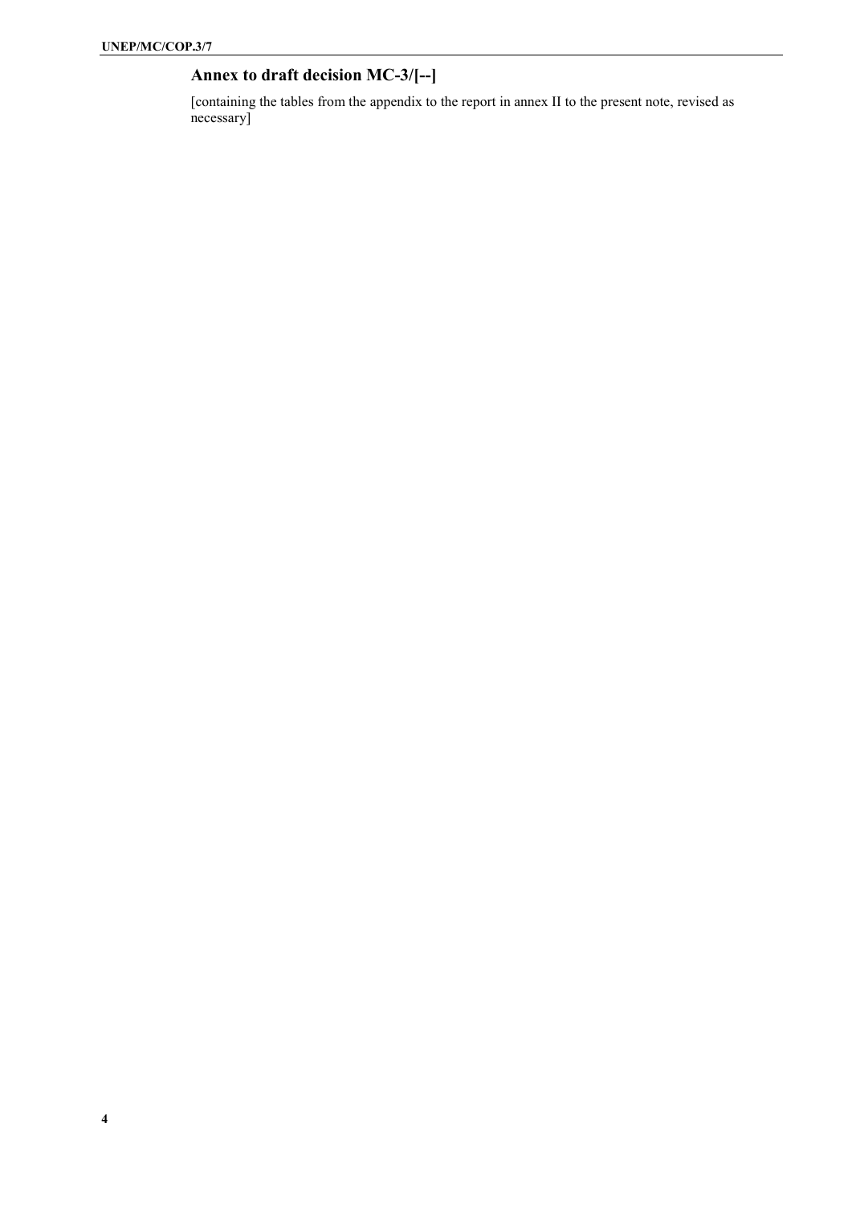## Annex to draft decision MC-3/[--]

[containing the tables from the appendix to the report in annex II to the present note, revised as necessary]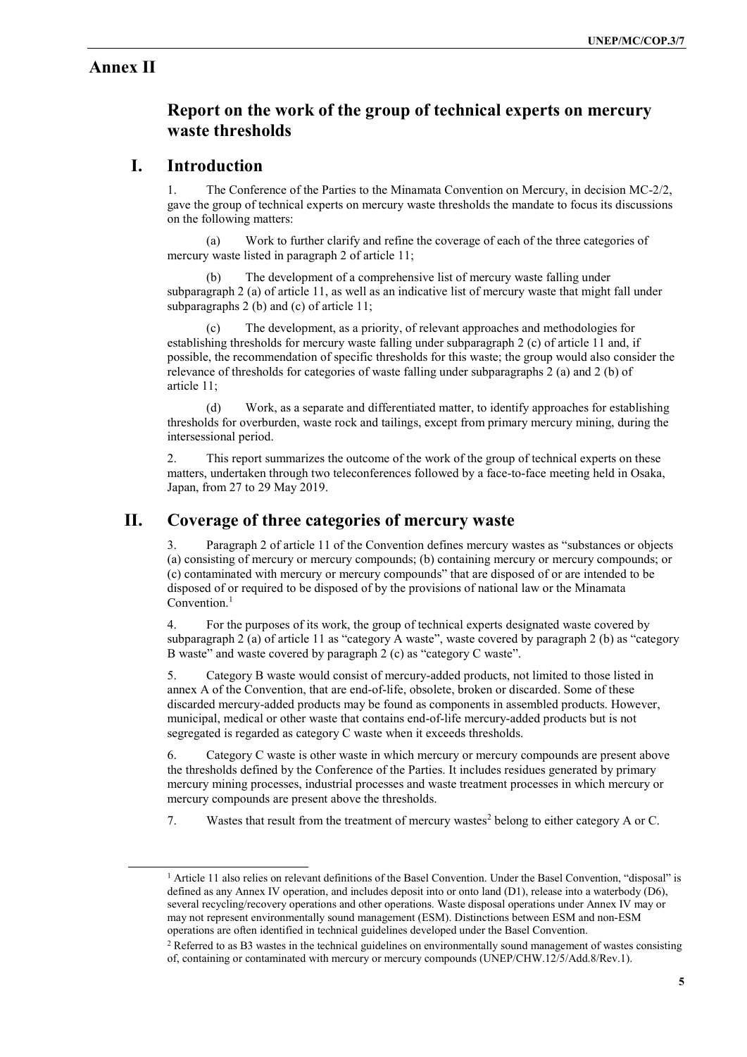# Annex II

## Report on the work of the group of technical experts on mercury waste thresholds

## I. Introduction

1. The Conference of the Parties to the Minamata Convention on Mercury, in decision MC-2/2, gave the group of technical experts on mercury waste thresholds the mandate to focus its discussions on the following matters:

   (a) Work to further clarify and refine the coverage of each of the three categories of mercury waste listed in paragraph 2 of article 11;

   (b) The development of a comprehensive list of mercury waste falling under subparagraph 2 (a) of article 11, as well as an indicative list of mercury waste that might fall under subparagraphs 2 (b) and (c) of article 11;

   (c) The development, as a priority, of relevant approaches and methodologies for establishing thresholds for mercury waste falling under subparagraph 2 (c) of article 11 and, if possible, the recommendation of specific thresholds for this waste; the group would also consider the relevance of thresholds for categories of waste falling under subparagraphs 2 (a) and 2 (b) of article 11;

   (d) Work, as a separate and differentiated matter, to identify approaches for establishing thresholds for overburden, waste rock and tailings, except from primary mercury mining, during the intersessional period.

2. This report summarizes the outcome of the work of the group of technical experts on these matters, undertaken through two teleconferences followed by a face-to-face meeting held in Osaka, Japan, from 27 to 29 May 2019.

## II. Coverage of three categories of mercury waste

3. Paragraph 2 of article 11 of the Convention defines mercury wastes as "substances or objects (a) consisting of mercury or mercury compounds; (b) containing mercury or mercury compounds; or (c) contaminated with mercury or mercury compounds" that are disposed of or are intended to be disposed of or required to be disposed of by the provisions of national law or the Minamata Convention.[1]

4. For the purposes of its work, the group of technical experts designated waste covered by subparagraph 2 (a) of article 11 as "category A waste", waste covered by paragraph 2 (b) as "category B waste" and waste covered by paragraph 2 (c) as "category C waste".

5. Category B waste would consist of mercury-added products, not limited to those listed in annex A of the Convention, that are end-of-life, obsolete, broken or discarded. Some of these discarded mercury-added products may be found as components in assembled products. However, municipal, medical or other waste that contains end-of-life mercury-added products but is not segregated is regarded as category C waste when it exceeds thresholds.

6. Category C waste is other waste in which mercury or mercury compounds are present above the thresholds defined by the Conference of the Parties. It includes residues generated by primary mercury mining processes, industrial processes and waste treatment processes in which mercury or mercury compounds are present above the thresholds.

7. Wastes that result from the treatment of mercury wastes[2] belong to either category A or C.

---

[1] Article 11 also relies on relevant definitions of the Basel Convention. Under the Basel Convention, "disposal" is defined as any Annex IV operation, and includes deposit into or onto land (D1), release into a waterbody (D6), several recycling/recovery operations and other operations. Waste disposal operations under Annex IV may or may not represent environmentally sound management (ESM). Distinctions between ESM and non-ESM operations are often identified in technical guidelines developed under the Basel Convention.

[2] Referred to as B3 wastes in the technical guidelines on environmentally sound management of wastes consisting of, containing or contaminated with mercury or mercury compounds (UNEP/CHW.12/5/Add.8/Rev.1).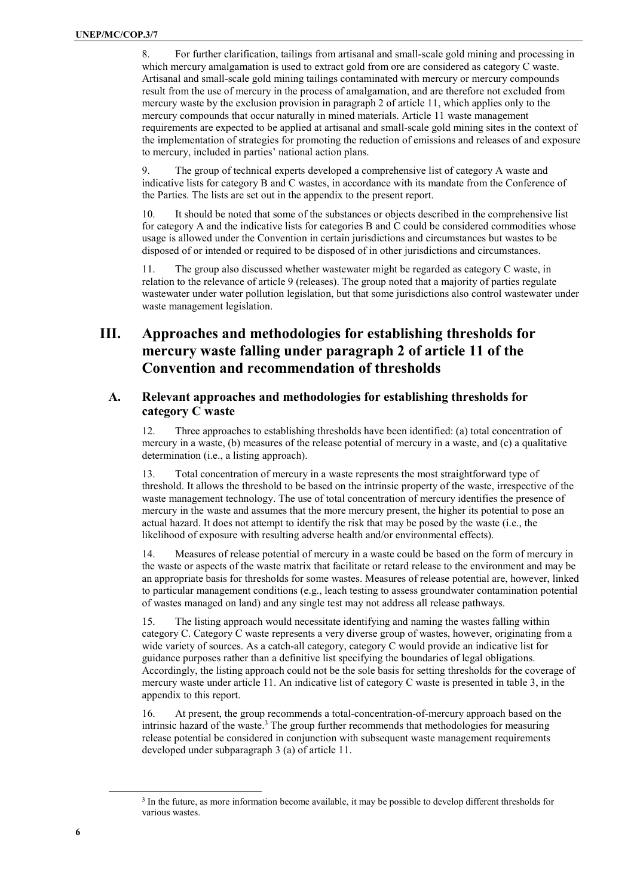8. For further clarification, tailings from artisanal and small-scale gold mining and processing in which mercury amalgamation is used to extract gold from ore are considered as category C waste. Artisanal and small-scale gold mining tailings contaminated with mercury or mercury compounds result from the use of mercury in the process of amalgamation, and are therefore not excluded from mercury waste by the exclusion provision in paragraph 2 of article 11, which applies only to the mercury compounds that occur naturally in mined materials. Article 11 waste management requirements are expected to be applied at artisanal and small-scale gold mining sites in the context of the implementation of strategies for promoting the reduction of emissions and releases of and exposure to mercury, included in parties' national action plans.

9. The group of technical experts developed a comprehensive list of category A waste and indicative lists for category B and C wastes, in accordance with its mandate from the Conference of the Parties. The lists are set out in the appendix to the present report.

10. It should be noted that some of the substances or objects described in the comprehensive list for category A and the indicative lists for categories B and C could be considered commodities whose usage is allowed under the Convention in certain jurisdictions and circumstances but wastes to be disposed of or intended or required to be disposed of in other jurisdictions and circumstances.

11. The group also discussed whether wastewater might be regarded as category C waste, in relation to the relevance of article 9 (releases). The group noted that a majority of parties regulate wastewater under water pollution legislation, but that some jurisdictions also control wastewater under waste management legislation.

# III. Approaches and methodologies for establishing thresholds for mercury waste falling under paragraph 2 of article 11 of the Convention and recommendation of thresholds

## A. Relevant approaches and methodologies for establishing thresholds for category C waste

12. Three approaches to establishing thresholds have been identified: (a) total concentration of mercury in a waste, (b) measures of the release potential of mercury in a waste, and (c) a qualitative determination (i.e., a listing approach).

13. Total concentration of mercury in a waste represents the most straightforward type of threshold. It allows the threshold to be based on the intrinsic property of the waste, irrespective of the waste management technology. The use of total concentration of mercury identifies the presence of mercury in the waste and assumes that the more mercury present, the higher its potential to pose an actual hazard. It does not attempt to identify the risk that may be posed by the waste (i.e., the likelihood of exposure with resulting adverse health and/or environmental effects).

14. Measures of release potential of mercury in a waste could be based on the form of mercury in the waste or aspects of the waste matrix that facilitate or retard release to the environment and may be an appropriate basis for thresholds for some wastes. Measures of release potential are, however, linked to particular management conditions (e.g., leach testing to assess groundwater contamination potential of wastes managed on land) and any single test may not address all release pathways.

15. The listing approach would necessitate identifying and naming the wastes falling within category C. Category C waste represents a very diverse group of wastes, however, originating from a wide variety of sources. As a catch-all category, category C would provide an indicative list for guidance purposes rather than a definitive list specifying the boundaries of legal obligations. Accordingly, the listing approach could not be the sole basis for setting thresholds for the coverage of mercury waste under article 11. An indicative list of category C waste is presented in table 3, in the appendix to this report.

16. At present, the group recommends a total-concentration-of-mercury approach based on the intrinsic hazard of the waste.[3] The group further recommends that methodologies for measuring release potential be considered in conjunction with subsequent waste management requirements developed under subparagraph 3 (a) of article 11.

[3] In the future, as more information become available, it may be possible to develop different thresholds for various wastes.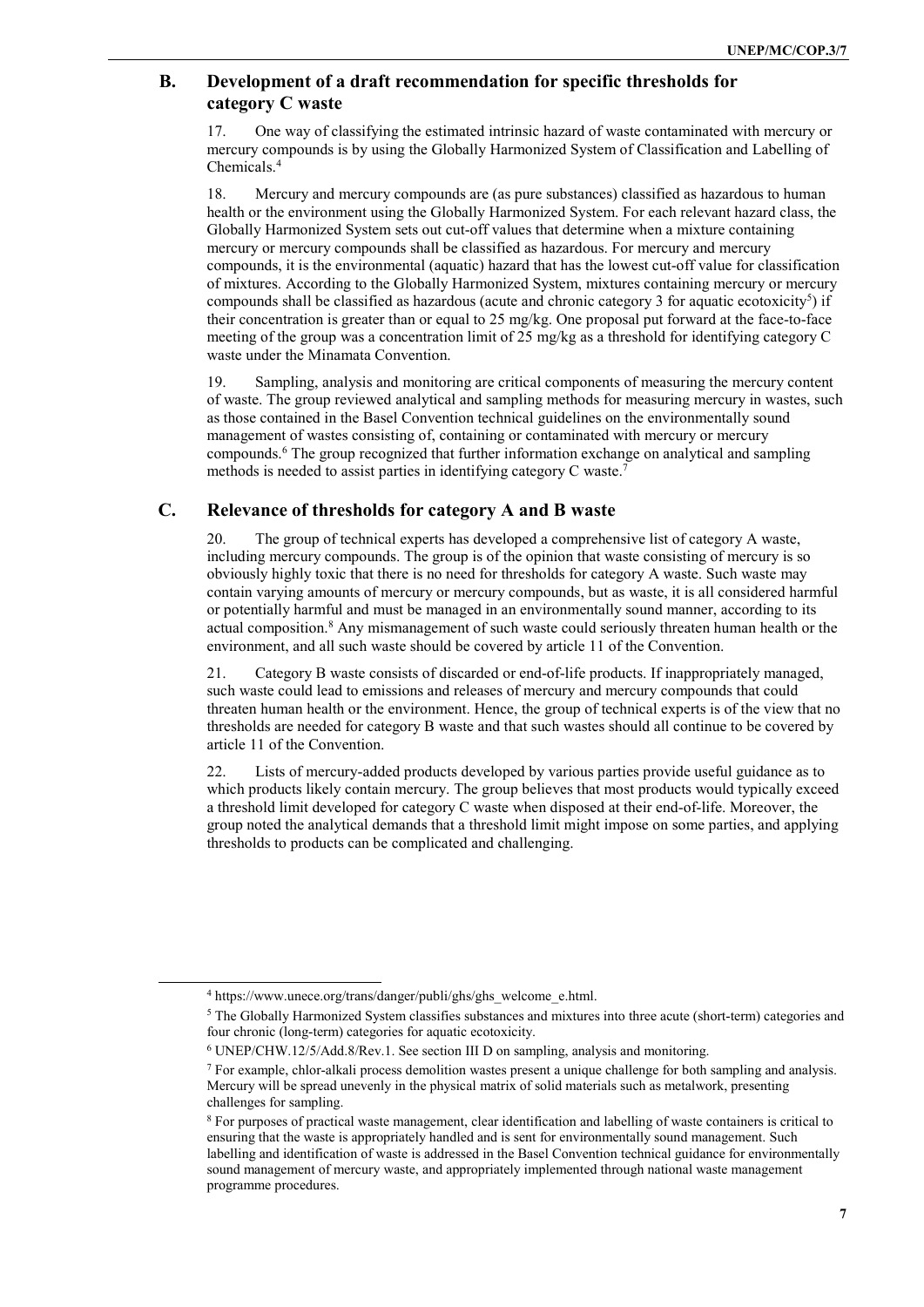## B. Development of a draft recommendation for specific thresholds for category C waste

17. One way of classifying the estimated intrinsic hazard of waste contaminated with mercury or mercury compounds is by using the Globally Harmonized System of Classification and Labelling of Chemicals.[4]

18. Mercury and mercury compounds are (as pure substances) classified as hazardous to human health or the environment using the Globally Harmonized System. For each relevant hazard class, the Globally Harmonized System sets out cut-off values that determine when a mixture containing mercury or mercury compounds shall be classified as hazardous. For mercury and mercury compounds, it is the environmental (aquatic) hazard that has the lowest cut-off value for classification of mixtures. According to the Globally Harmonized System, mixtures containing mercury or mercury compounds shall be classified as hazardous (acute and chronic category 3 for aquatic ecotoxicity[5]) if their concentration is greater than or equal to 25 mg/kg. One proposal put forward at the face-to-face meeting of the group was a concentration limit of 25 mg/kg as a threshold for identifying category C waste under the Minamata Convention.

19. Sampling, analysis and monitoring are critical components of measuring the mercury content of waste. The group reviewed analytical and sampling methods for measuring mercury in wastes, such as those contained in the Basel Convention technical guidelines on the environmentally sound management of wastes consisting of, containing or contaminated with mercury or mercury compounds.[6] The group recognized that further information exchange on analytical and sampling methods is needed to assist parties in identifying category C waste.[7]

## C. Relevance of thresholds for category A and B waste

20. The group of technical experts has developed a comprehensive list of category A waste, including mercury compounds. The group is of the opinion that waste consisting of mercury is so obviously highly toxic that there is no need for thresholds for category A waste. Such waste may contain varying amounts of mercury or mercury compounds, but as waste, it is all considered harmful or potentially harmful and must be managed in an environmentally sound manner, according to its actual composition.[8] Any mismanagement of such waste could seriously threaten human health or the environment, and all such waste should be covered by article 11 of the Convention.

21. Category B waste consists of discarded or end-of-life products. If inappropriately managed, such waste could lead to emissions and releases of mercury and mercury compounds that could threaten human health or the environment. Hence, the group of technical experts is of the view that no thresholds are needed for category B waste and that such wastes should all continue to be covered by article 11 of the Convention.

22. Lists of mercury-added products developed by various parties provide useful guidance as to which products likely contain mercury. The group believes that most products would typically exceed a threshold limit developed for category C waste when disposed at their end-of-life. Moreover, the group noted the analytical demands that a threshold limit might impose on some parties, and applying thresholds to products can be complicated and challenging.

---

[4] https://www.unece.org/trans/danger/publi/ghs/ghs_welcome_e.html.

[5] The Globally Harmonized System classifies substances and mixtures into three acute (short-term) categories and four chronic (long-term) categories for aquatic ecotoxicity.

[6] UNEP/CHW.12/5/Add.8/Rev.1. See section III D on sampling, analysis and monitoring.

[7] For example, chlor-alkali process demolition wastes present a unique challenge for both sampling and analysis. Mercury will be spread unevenly in the physical matrix of solid materials such as metalwork, presenting challenges for sampling.

[8] For purposes of practical waste management, clear identification and labelling of waste containers is critical to ensuring that the waste is appropriately handled and is sent for environmentally sound management. Such labelling and identification of waste is addressed in the Basel Convention technical guidance for environmentally sound management of mercury waste, and appropriately implemented through national waste management programme procedures.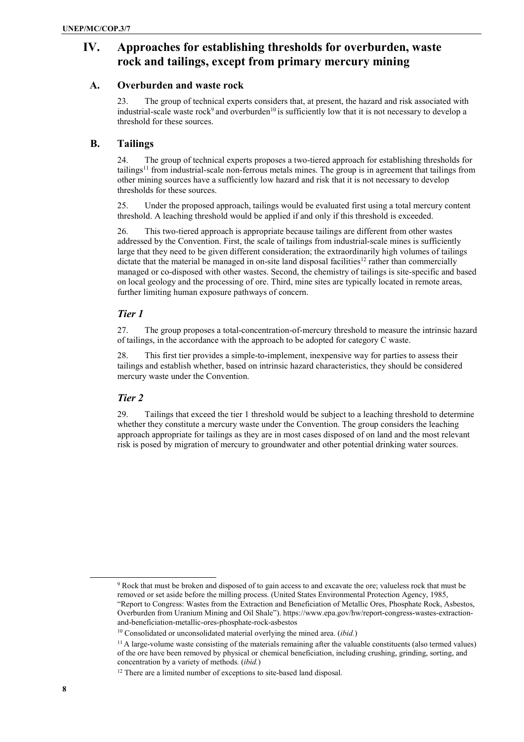# IV. Approaches for establishing thresholds for overburden, waste rock and tailings, except from primary mercury mining

## A. Overburden and waste rock

23. The group of technical experts considers that, at present, the hazard and risk associated with industrial-scale waste rock[9] and overburden[10] is sufficiently low that it is not necessary to develop a threshold for these sources.

## B. Tailings

24. The group of technical experts proposes a two-tiered approach for establishing thresholds for tailings[11] from industrial-scale non-ferrous metals mines. The group is in agreement that tailings from other mining sources have a sufficiently low hazard and risk that it is not necessary to develop thresholds for these sources.

25. Under the proposed approach, tailings would be evaluated first using a total mercury content threshold. A leaching threshold would be applied if and only if this threshold is exceeded.

26. This two-tiered approach is appropriate because tailings are different from other wastes addressed by the Convention. First, the scale of tailings from industrial-scale mines is sufficiently large that they need to be given different consideration; the extraordinarily high volumes of tailings dictate that the material be managed in on-site land disposal facilities[12] rather than commercially managed or co-disposed with other wastes. Second, the chemistry of tailings is site-specific and based on local geology and the processing of ore. Third, mine sites are typically located in remote areas, further limiting human exposure pathways of concern.

### *Tier 1*

27. The group proposes a total-concentration-of-mercury threshold to measure the intrinsic hazard of tailings, in the accordance with the approach to be adopted for category C waste.

28. This first tier provides a simple-to-implement, inexpensive way for parties to assess their tailings and establish whether, based on intrinsic hazard characteristics, they should be considered mercury waste under the Convention.

### *Tier 2*

29. Tailings that exceed the tier 1 threshold would be subject to a leaching threshold to determine whether they constitute a mercury waste under the Convention. The group considers the leaching approach appropriate for tailings as they are in most cases disposed of on land and the most relevant risk is posed by migration of mercury to groundwater and other potential drinking water sources.

---

[9] Rock that must be broken and disposed of to gain access to and excavate the ore; valueless rock that must be removed or set aside before the milling process. (United States Environmental Protection Agency, 1985, "Report to Congress: Wastes from the Extraction and Beneficiation of Metallic Ores, Phosphate Rock, Asbestos, Overburden from Uranium Mining and Oil Shale"). https://www.epa.gov/hw/report-congress-wastes-extraction-and-beneficiation-metallic-ores-phosphate-rock-asbestos

[10] Consolidated or unconsolidated material overlying the mined area. (*ibid.*)

[11] A large-volume waste consisting of the materials remaining after the valuable constituents (also termed values) of the ore have been removed by physical or chemical beneficiation, including crushing, grinding, sorting, and concentration by a variety of methods. (*ibid.*)

[12] There are a limited number of exceptions to site-based land disposal.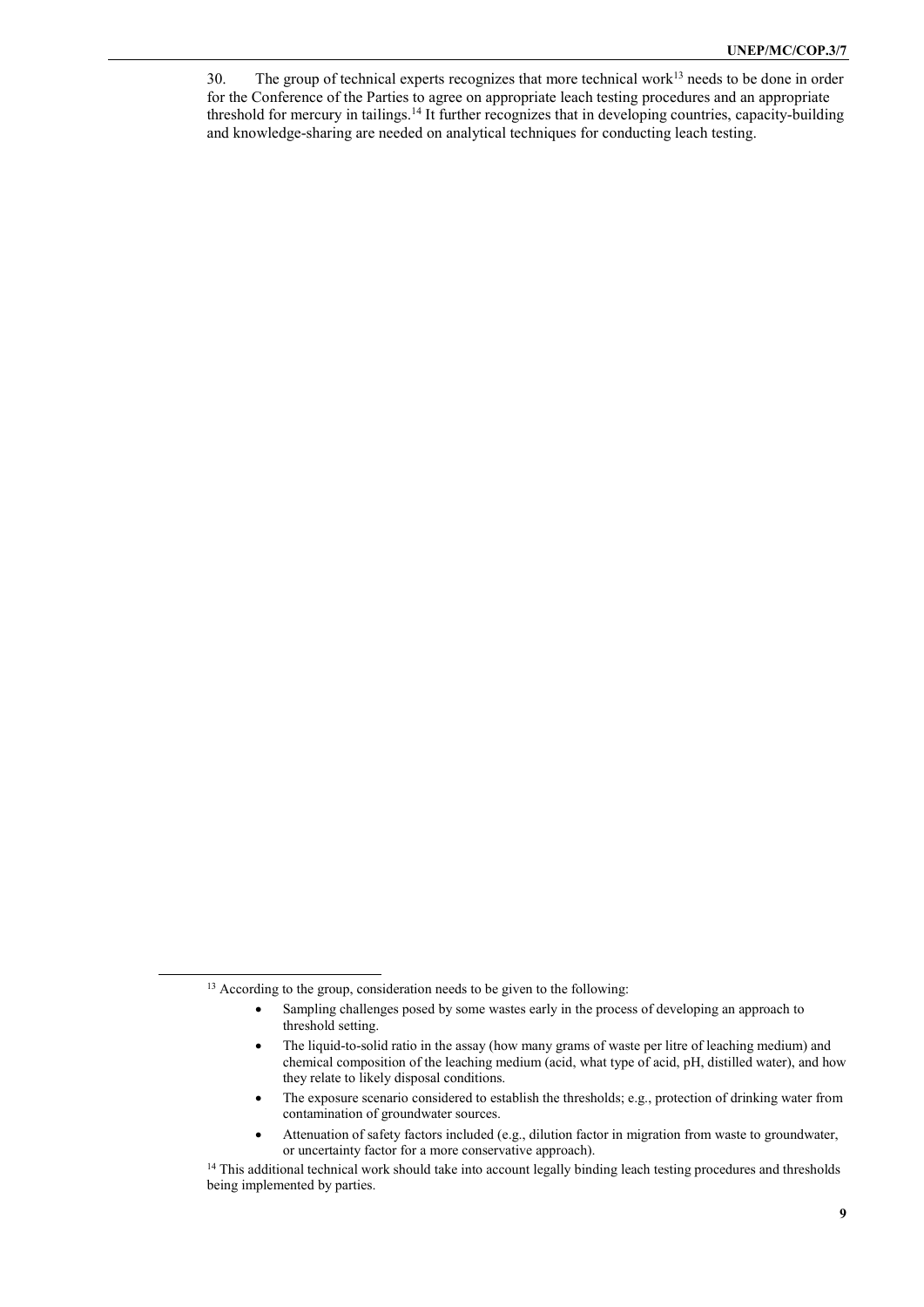30. The group of technical experts recognizes that more technical work[13] needs to be done in order for the Conference of the Parties to agree on appropriate leach testing procedures and an appropriate threshold for mercury in tailings.[14] It further recognizes that in developing countries, capacity-building and knowledge-sharing are needed on analytical techniques for conducting leach testing.

---

[13] According to the group, consideration needs to be given to the following:

- Sampling challenges posed by some wastes early in the process of developing an approach to threshold setting.
- The liquid-to-solid ratio in the assay (how many grams of waste per litre of leaching medium) and chemical composition of the leaching medium (acid, what type of acid, pH, distilled water), and how they relate to likely disposal conditions.
- The exposure scenario considered to establish the thresholds; e.g., protection of drinking water from contamination of groundwater sources.
- Attenuation of safety factors included (e.g., dilution factor in migration from waste to groundwater, or uncertainty factor for a more conservative approach).

[14] This additional technical work should take into account legally binding leach testing procedures and thresholds being implemented by parties.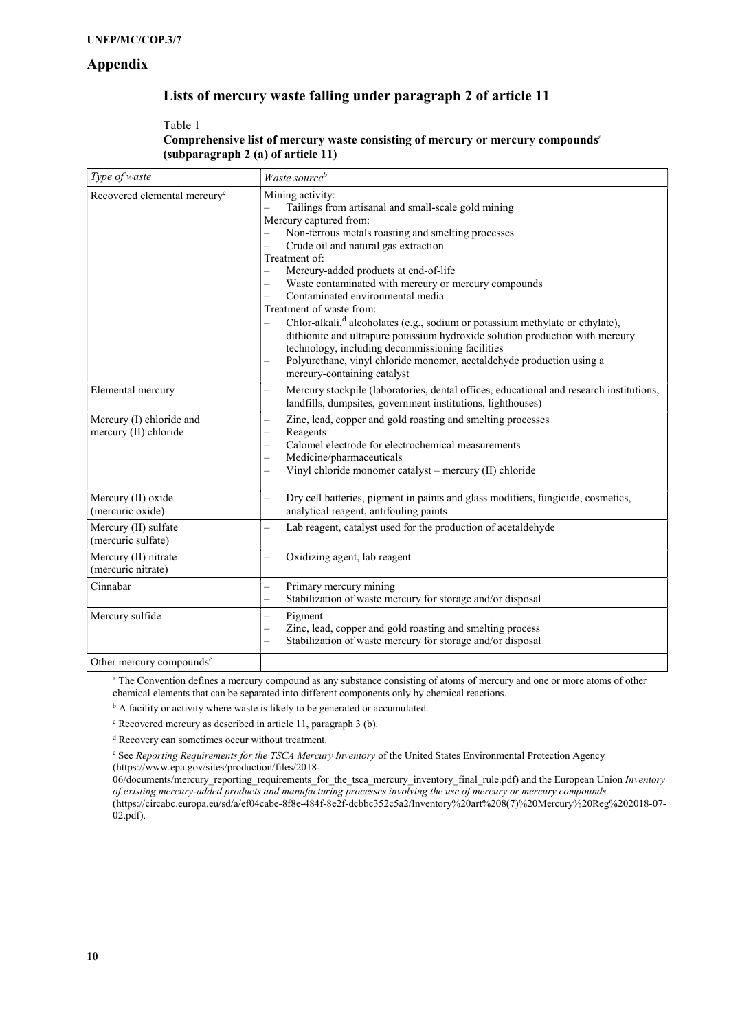## Appendix

### Lists of mercury waste falling under paragraph 2 of article 11

Table 1
**Comprehensive list of mercury waste consisting of mercury or mercury compounds[a] (subparagraph 2 (a) of article 11)**

| *Type of waste* | *Waste source[b]* |
|---|---|
| Recovered elemental mercury[c] | Mining activity:<br>– Tailings from artisanal and small-scale gold mining<br>Mercury captured from:<br>– Non-ferrous metals roasting and smelting processes<br>– Crude oil and natural gas extraction<br>Treatment of:<br>– Mercury-added products at end-of-life<br>– Waste contaminated with mercury or mercury compounds<br>– Contaminated environmental media<br>Treatment of waste from:<br>– Chlor-alkali,[d] alcoholates (e.g., sodium or potassium methylate or ethylate), dithionite and ultrapure potassium hydroxide solution production with mercury technology, including decommissioning facilities<br>– Polyurethane, vinyl chloride monomer, acetaldehyde production using a mercury-containing catalyst |
| Elemental mercury | – Mercury stockpile (laboratories, dental offices, educational and research institutions, landfills, dumpsites, government institutions, lighthouses) |
| Mercury (I) chloride and mercury (II) chloride | – Zinc, lead, copper and gold roasting and smelting processes<br>– Reagents<br>– Calomel electrode for electrochemical measurements<br>– Medicine/pharmaceuticals<br>– Vinyl chloride monomer catalyst – mercury (II) chloride |
| Mercury (II) oxide (mercuric oxide) | – Dry cell batteries, pigment in paints and glass modifiers, fungicide, cosmetics, analytical reagent, antifouling paints |
| Mercury (II) sulfate (mercuric sulfate) | – Lab reagent, catalyst used for the production of acetaldehyde |
| Mercury (II) nitrate (mercuric nitrate) | – Oxidizing agent, lab reagent |
| Cinnabar | – Primary mercury mining<br>– Stabilization of waste mercury for storage and/or disposal |
| Mercury sulfide | – Pigment<br>– Zinc, lead, copper and gold roasting and smelting process<br>– Stabilization of waste mercury for storage and/or disposal |
| Other mercury compounds[e] | |

[a] The Convention defines a mercury compound as any substance consisting of atoms of mercury and one or more atoms of other chemical elements that can be separated into different components only by chemical reactions.

[b] A facility or activity where waste is likely to be generated or accumulated.

[c] Recovered mercury as described in article 11, paragraph 3 (b).

[d] Recovery can sometimes occur without treatment.

[e] See *Reporting Requirements for the TSCA Mercury Inventory* of the United States Environmental Protection Agency (https://www.epa.gov/sites/production/files/2018-06/documents/mercury_reporting_requirements_for_the_tsca_mercury_inventory_final_rule.pdf) and the European Union *Inventory of existing mercury-added products and manufacturing processes involving the use of mercury or mercury compounds* (https://circabc.europa.eu/sd/a/ef04cabe-8f8e-484f-8e2f-dcbbc352c5a2/Inventory%20art%208(7)%20Mercury%20Reg%202018-07-02.pdf).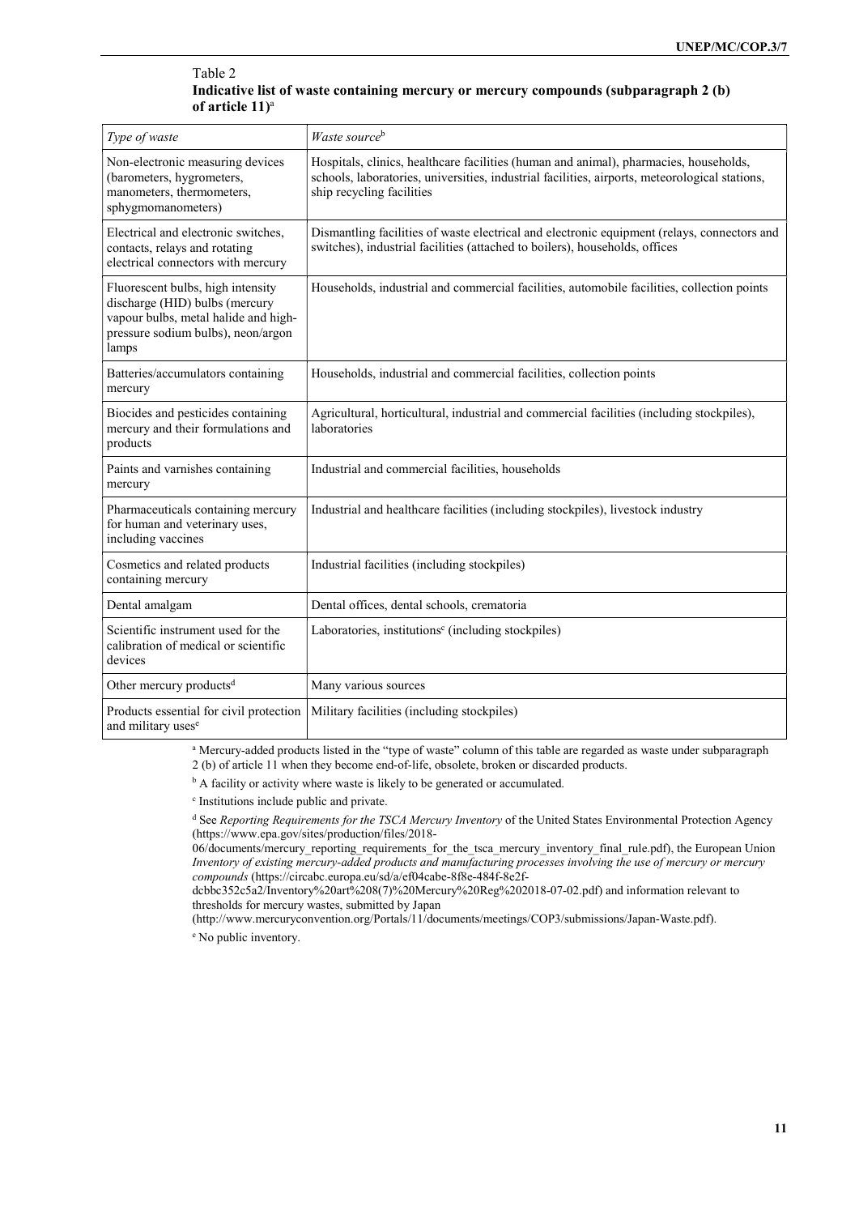Table 2

**Indicative list of waste containing mercury or mercury compounds (subparagraph 2 (b) of article 11)**[a]

| *Type of waste* | *Waste source*[b] |
|---|---|
| Non-electronic measuring devices (barometers, hygrometers, manometers, thermometers, sphygmomanometers) | Hospitals, clinics, healthcare facilities (human and animal), pharmacies, households, schools, laboratories, universities, industrial facilities, airports, meteorological stations, ship recycling facilities |
| Electrical and electronic switches, contacts, relays and rotating electrical connectors with mercury | Dismantling facilities of waste electrical and electronic equipment (relays, connectors and switches), industrial facilities (attached to boilers), households, offices |
| Fluorescent bulbs, high intensity discharge (HID) bulbs (mercury vapour bulbs, metal halide and high-pressure sodium bulbs), neon/argon lamps | Households, industrial and commercial facilities, automobile facilities, collection points |
| Batteries/accumulators containing mercury | Households, industrial and commercial facilities, collection points |
| Biocides and pesticides containing mercury and their formulations and products | Agricultural, horticultural, industrial and commercial facilities (including stockpiles), laboratories |
| Paints and varnishes containing mercury | Industrial and commercial facilities, households |
| Pharmaceuticals containing mercury for human and veterinary uses, including vaccines | Industrial and healthcare facilities (including stockpiles), livestock industry |
| Cosmetics and related products containing mercury | Industrial facilities (including stockpiles) |
| Dental amalgam | Dental offices, dental schools, crematoria |
| Scientific instrument used for the calibration of medical or scientific devices | Laboratories, institutions[c] (including stockpiles) |
| Other mercury products[d] | Many various sources |
| Products essential for civil protection and military uses[e] | Military facilities (including stockpiles) |

[a] Mercury-added products listed in the "type of waste" column of this table are regarded as waste under subparagraph 2 (b) of article 11 when they become end-of-life, obsolete, broken or discarded products.

[b] A facility or activity where waste is likely to be generated or accumulated.

[c] Institutions include public and private.

[d] See *Reporting Requirements for the TSCA Mercury Inventory* of the United States Environmental Protection Agency (https://www.epa.gov/sites/production/files/2018-06/documents/mercury_reporting_requirements_for_the_tsca_mercury_inventory_final_rule.pdf), the European Union *Inventory of existing mercury-added products and manufacturing processes involving the use of mercury or mercury compounds* (https://circabc.europa.eu/sd/a/ef04cabe-8f8e-484f-8e2f-dcbbc352c5a2/Inventory%20art%208(7)%20Mercury%20Reg%202018-07-02.pdf) and information relevant to thresholds for mercury wastes, submitted by Japan (http://www.mercuryconvention.org/Portals/11/documents/meetings/COP3/submissions/Japan-Waste.pdf).

[e] No public inventory.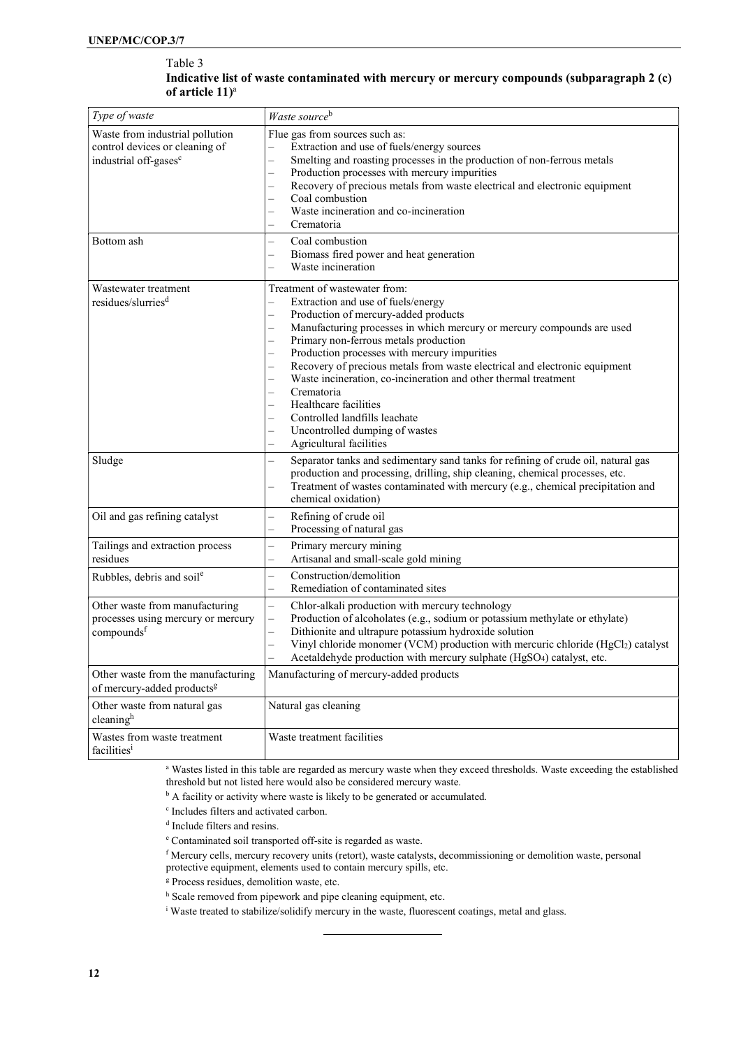Table 3

**Indicative list of waste contaminated with mercury or mercury compounds (subparagraph 2 (c) of article 11)**[a]

| *Type of waste* | *Waste source*[b] |
| --- | --- |
| Waste from industrial pollution control devices or cleaning of industrial off-gases[c] | Flue gas from sources such as:<br>– Extraction and use of fuels/energy sources<br>– Smelting and roasting processes in the production of non-ferrous metals<br>– Production processes with mercury impurities<br>– Recovery of precious metals from waste electrical and electronic equipment<br>– Coal combustion<br>– Waste incineration and co-incineration<br>– Crematoria |
| Bottom ash | – Coal combustion<br>– Biomass fired power and heat generation<br>– Waste incineration |
| Wastewater treatment residues/slurries[d] | Treatment of wastewater from:<br>– Extraction and use of fuels/energy<br>– Production of mercury-added products<br>– Manufacturing processes in which mercury or mercury compounds are used<br>– Primary non-ferrous metals production<br>– Production processes with mercury impurities<br>– Recovery of precious metals from waste electrical and electronic equipment<br>– Waste incineration, co-incineration and other thermal treatment<br>– Crematoria<br>– Healthcare facilities<br>– Controlled landfills leachate<br>– Uncontrolled dumping of wastes<br>– Agricultural facilities |
| Sludge | – Separator tanks and sedimentary sand tanks for refining of crude oil, natural gas production and processing, drilling, ship cleaning, chemical processes, etc.<br>– Treatment of wastes contaminated with mercury (e.g., chemical precipitation and chemical oxidation) |
| Oil and gas refining catalyst | – Refining of crude oil<br>– Processing of natural gas |
| Tailings and extraction process residues | – Primary mercury mining<br>– Artisanal and small-scale gold mining |
| Rubbles, debris and soil[e] | – Construction/demolition<br>– Remediation of contaminated sites |
| Other waste from manufacturing processes using mercury or mercury compounds[f] | – Chlor-alkali production with mercury technology<br>– Production of alcoholates (e.g., sodium or potassium methylate or ethylate)<br>– Dithionite and ultrapure potassium hydroxide solution<br>– Vinyl chloride monomer (VCM) production with mercuric chloride ($HgCl_2$) catalyst<br>– Acetaldehyde production with mercury sulphate ($HgSO_4$) catalyst, etc. |
| Other waste from the manufacturing of mercury-added products[g] | Manufacturing of mercury-added products |
| Other waste from natural gas cleaning[h] | Natural gas cleaning |
| Wastes from waste treatment facilities[i] | Waste treatment facilities |

[a] Wastes listed in this table are regarded as mercury waste when they exceed thresholds. Waste exceeding the established threshold but not listed here would also be considered mercury waste.

[b] A facility or activity where waste is likely to be generated or accumulated.

[c] Includes filters and activated carbon.

[d] Include filters and resins.

[e] Contaminated soil transported off-site is regarded as waste.

[f] Mercury cells, mercury recovery units (retort), waste catalysts, decommissioning or demolition waste, personal protective equipment, elements used to contain mercury spills, etc.

[g] Process residues, demolition waste, etc.

[h] Scale removed from pipework and pipe cleaning equipment, etc.

[i] Waste treated to stabilize/solidify mercury in the waste, fluorescent coatings, metal and glass.